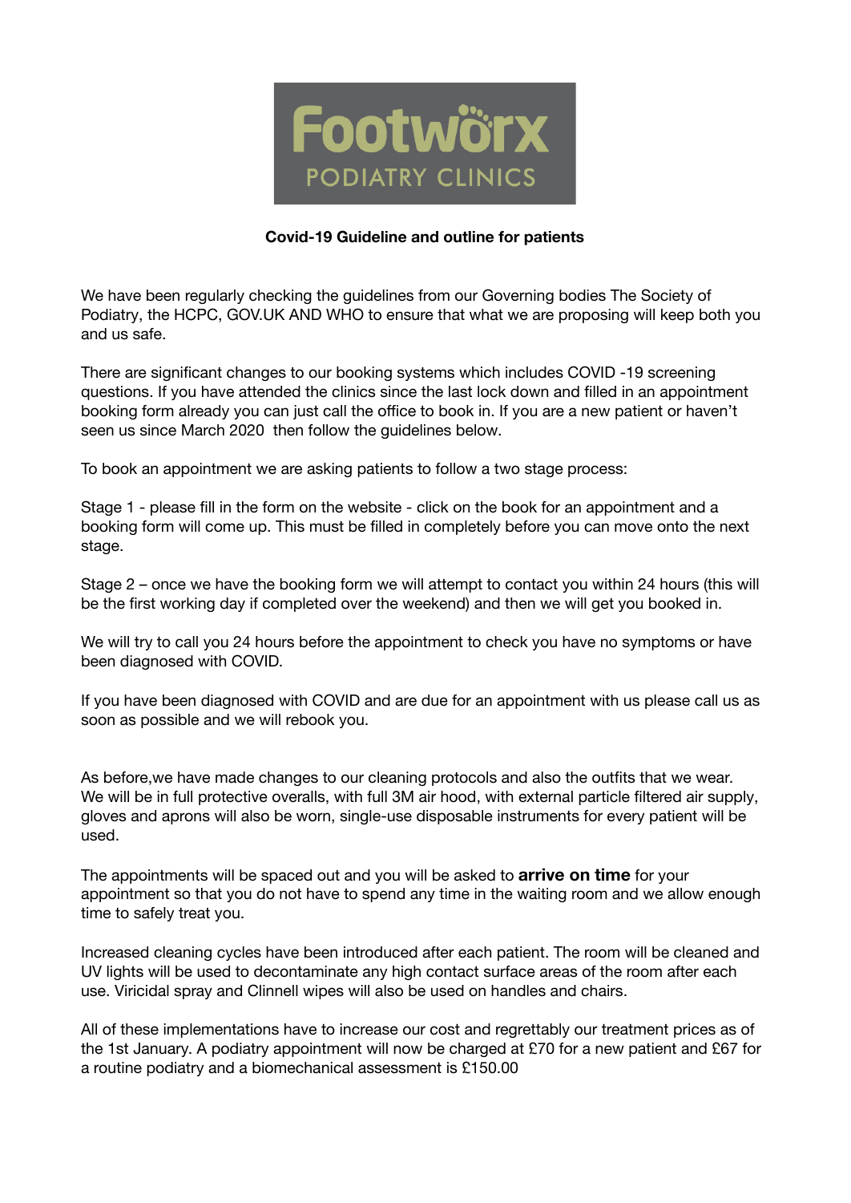# Footworx

PODIATRY CLINICS

**Covid-19 Guideline and outline for patients**

We have been regularly checking the guidelines from our Governing bodies The Society of Podiatry, the HCPC, GOV.UK AND WHO to ensure that what we are proposing will keep both you and us safe.

There are significant changes to our booking systems which includes COVID -19 screening questions. If you have attended the clinics since the last lock down and filled in an appointment booking form already you can just call the office to book in. If you are a new patient or haven't seen us since March 2020 then follow the guidelines below.

To book an appointment we are asking patients to follow a two stage process:

Stage 1 - please fill in the form on the website - click on the book for an appointment and a booking form will come up. This must be filled in completely before you can move onto the next stage.

Stage 2 – once we have the booking form we will attempt to contact you within 24 hours (this will be the first working day if completed over the weekend) and then we will get you booked in.

We will try to call you 24 hours before the appointment to check you have no symptoms or have been diagnosed with COVID.

If you have been diagnosed with COVID and are due for an appointment with us please call us as soon as possible and we will rebook you.

As before,we have made changes to our cleaning protocols and also the outfits that we wear. We will be in full protective overalls, with full 3M air hood, with external particle filtered air supply, gloves and aprons will also be worn, single-use disposable instruments for every patient will be used.

The appointments will be spaced out and you will be asked to **arrive on time** for your appointment so that you do not have to spend any time in the waiting room and we allow enough time to safely treat you.

Increased cleaning cycles have been introduced after each patient. The room will be cleaned and UV lights will be used to decontaminate any high contact surface areas of the room after each use. Viricidal spray and Clinnell wipes will also be used on handles and chairs.

All of these implementations have to increase our cost and regrettably our treatment prices as of the 1st January. A podiatry appointment will now be charged at £70 for a new patient and £67 for a routine podiatry and a biomechanical assessment is £150.00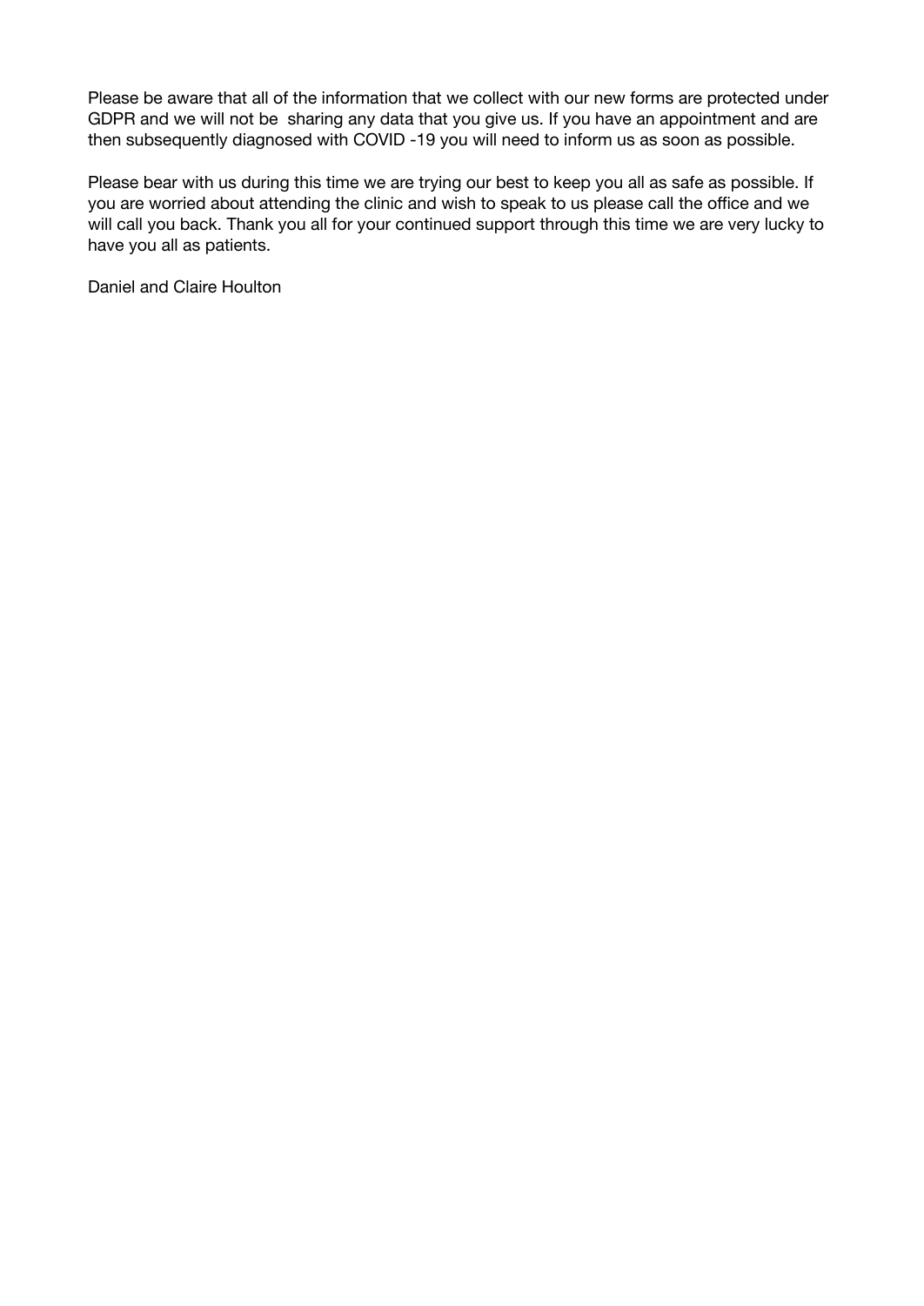Please be aware that all of the information that we collect with our new forms are protected under GDPR and we will not be sharing any data that you give us. If you have an appointment and are then subsequently diagnosed with COVID -19 you will need to inform us as soon as possible.

Please bear with us during this time we are trying our best to keep you all as safe as possible. If you are worried about attending the clinic and wish to speak to us please call the office and we will call you back. Thank you all for your continued support through this time we are very lucky to have you all as patients.

Daniel and Claire Houlton